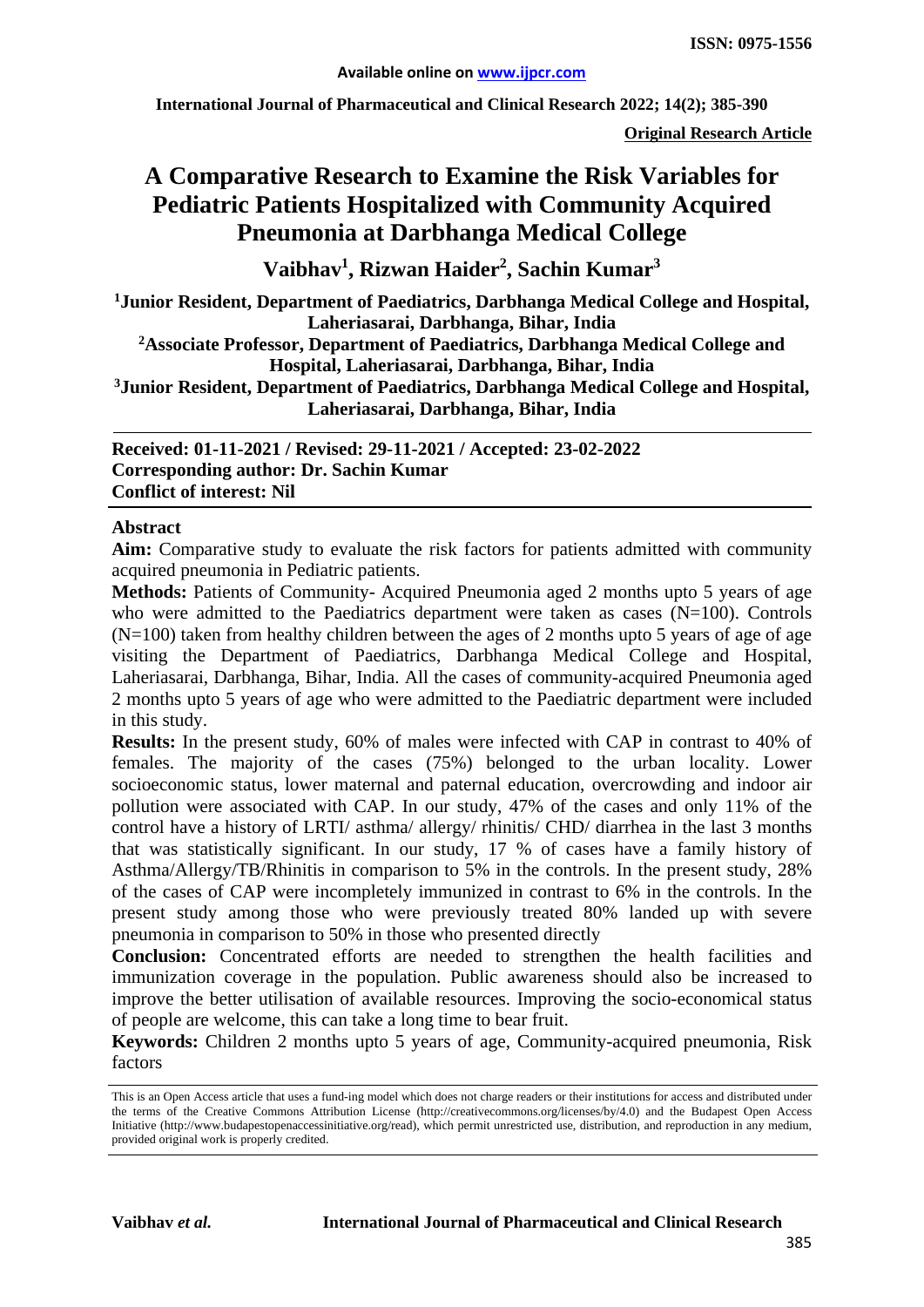**ISSN: 0975-1556**

Available online on www.ijpcr.com

International Journal of Pharmaceutical and Clinical Research 2022; 14(2); 385-390

**Original Research Article**

# A Comparative Research to Examine the Risk Variables for Pediatric Patients Hospitalized with Community Acquired Pneumonia at Darbhanga Medical College

**Vaibhav[1], Rizwan Haider[2], Sachin Kumar[3]**

[1]Junior Resident, Department of Paediatrics, Darbhanga Medical College and Hospital, Laheriasarai, Darbhanga, Bihar, India

[2]Associate Professor, Department of Paediatrics, Darbhanga Medical College and Hospital, Laheriasarai, Darbhanga, Bihar, India

[3]Junior Resident, Department of Paediatrics, Darbhanga Medical College and Hospital, Laheriasarai, Darbhanga, Bihar, India

**Received: 01-11-2021 / Revised: 29-11-2021 / Accepted: 23-02-2022**
**Corresponding author: Dr. Sachin Kumar**
**Conflict of interest: Nil**

## Abstract

**Aim:** Comparative study to evaluate the risk factors for patients admitted with community acquired pneumonia in Pediatric patients.

**Methods:** Patients of Community- Acquired Pneumonia aged 2 months upto 5 years of age who were admitted to the Paediatrics department were taken as cases (N=100). Controls (N=100) taken from healthy children between the ages of 2 months upto 5 years of age of age visiting the Department of Paediatrics, Darbhanga Medical College and Hospital, Laheriasarai, Darbhanga, Bihar, India. All the cases of community-acquired Pneumonia aged 2 months upto 5 years of age who were admitted to the Paediatric department were included in this study.

**Results:** In the present study, 60% of males were infected with CAP in contrast to 40% of females. The majority of the cases (75%) belonged to the urban locality. Lower socioeconomic status, lower maternal and paternal education, overcrowding and indoor air pollution were associated with CAP. In our study, 47% of the cases and only 11% of the control have a history of LRTI/ asthma/ allergy/ rhinitis/ CHD/ diarrhea in the last 3 months that was statistically significant. In our study, 17 % of cases have a family history of Asthma/Allergy/TB/Rhinitis in comparison to 5% in the controls. In the present study, 28% of the cases of CAP were incompletely immunized in contrast to 6% in the controls. In the present study among those who were previously treated 80% landed up with severe pneumonia in comparison to 50% in those who presented directly

**Conclusion:** Concentrated efforts are needed to strengthen the health facilities and immunization coverage in the population. Public awareness should also be increased to improve the better utilisation of available resources. Improving the socio-economical status of people are welcome, this can take a long time to bear fruit.

**Keywords:** Children 2 months upto 5 years of age, Community-acquired pneumonia, Risk factors

This is an Open Access article that uses a fund-ing model which does not charge readers or their institutions for access and distributed under the terms of the Creative Commons Attribution License (http://creativecommons.org/licenses/by/4.0) and the Budapest Open Access Initiative (http://www.budapestopenaccessinitiative.org/read), which permit unrestricted use, distribution, and reproduction in any medium, provided original work is properly credited.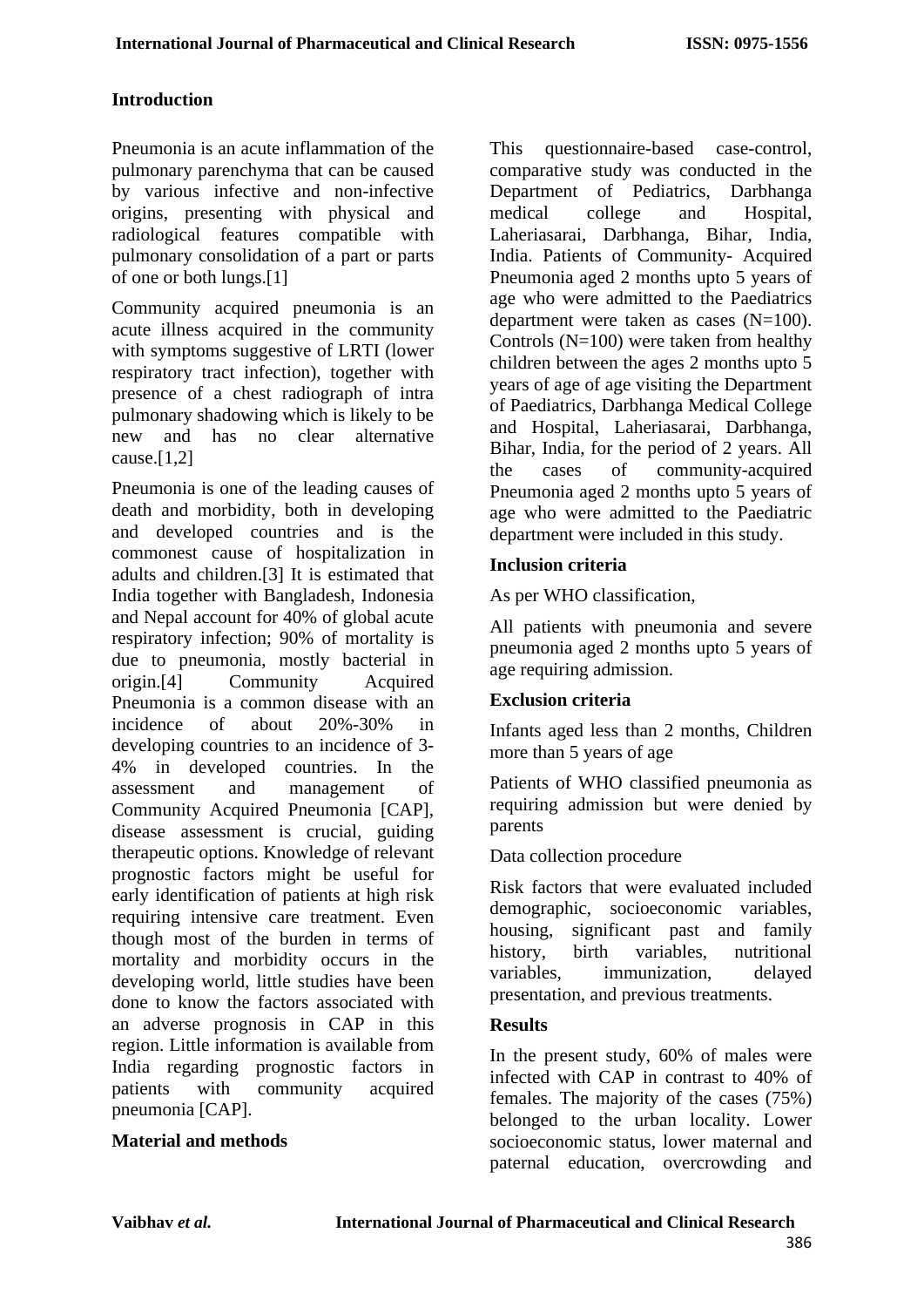## Introduction

Pneumonia is an acute inflammation of the pulmonary parenchyma that can be caused by various infective and non-infective origins, presenting with physical and radiological features compatible with pulmonary consolidation of a part or parts of one or both lungs.[1]

Community acquired pneumonia is an acute illness acquired in the community with symptoms suggestive of LRTI (lower respiratory tract infection), together with presence of a chest radiograph of intra pulmonary shadowing which is likely to be new and has no clear alternative cause.[1,2]

Pneumonia is one of the leading causes of death and morbidity, both in developing and developed countries and is the commonest cause of hospitalization in adults and children.[3] It is estimated that India together with Bangladesh, Indonesia and Nepal account for 40% of global acute respiratory infection; 90% of mortality is due to pneumonia, mostly bacterial in origin.[4] Community Acquired Pneumonia is a common disease with an incidence of about 20%-30% in developing countries to an incidence of 3-4% in developed countries. In the assessment and management of Community Acquired Pneumonia [CAP], disease assessment is crucial, guiding therapeutic options. Knowledge of relevant prognostic factors might be useful for early identification of patients at high risk requiring intensive care treatment. Even though most of the burden in terms of mortality and morbidity occurs in the developing world, little studies have been done to know the factors associated with an adverse prognosis in CAP in this region. Little information is available from India regarding prognostic factors in patients with community acquired pneumonia [CAP].

## Material and methods

This questionnaire-based case-control, comparative study was conducted in the Department of Pediatrics, Darbhanga medical college and Hospital, Laheriasarai, Darbhanga, Bihar, India, India. Patients of Community- Acquired Pneumonia aged 2 months upto 5 years of age who were admitted to the Paediatrics department were taken as cases (N=100). Controls (N=100) were taken from healthy children between the ages 2 months upto 5 years of age of age visiting the Department of Paediatrics, Darbhanga Medical College and Hospital, Laheriasarai, Darbhanga, Bihar, India, for the period of 2 years. All the cases of community-acquired Pneumonia aged 2 months upto 5 years of age who were admitted to the Paediatric department were included in this study.

### Inclusion criteria

As per WHO classification,

All patients with pneumonia and severe pneumonia aged 2 months upto 5 years of age requiring admission.

### Exclusion criteria

Infants aged less than 2 months, Children more than 5 years of age

Patients of WHO classified pneumonia as requiring admission but were denied by parents

Data collection procedure

Risk factors that were evaluated included demographic, socioeconomic variables, housing, significant past and family history, birth variables, nutritional variables, immunization, delayed presentation, and previous treatments.

## Results

In the present study, 60% of males were infected with CAP in contrast to 40% of females. The majority of the cases (75%) belonged to the urban locality. Lower socioeconomic status, lower maternal and paternal education, overcrowding and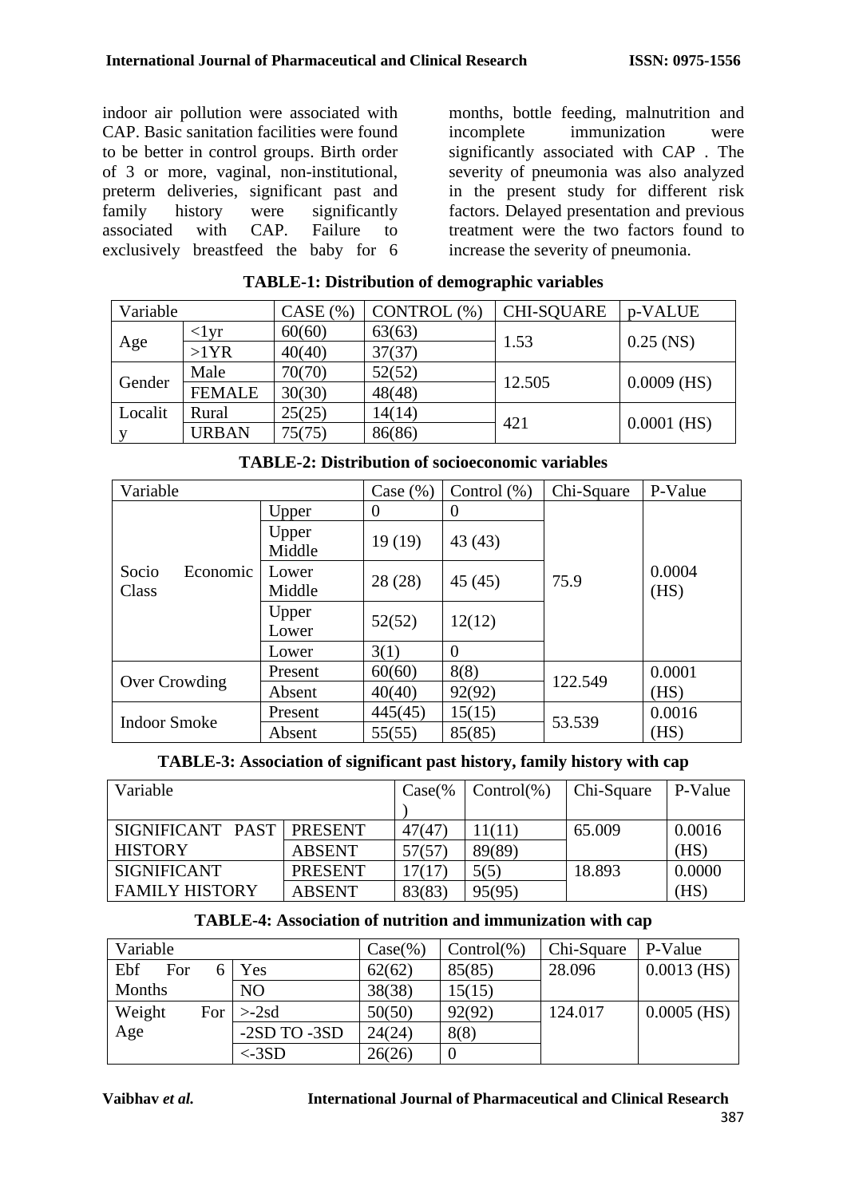indoor air pollution were associated with CAP. Basic sanitation facilities were found to be better in control groups. Birth order of 3 or more, vaginal, non-institutional, preterm deliveries, significant past and family history were significantly associated with CAP. Failure to exclusively breastfeed the baby for 6 months, bottle feeding, malnutrition and incomplete immunization were significantly associated with CAP . The severity of pneumonia was also analyzed in the present study for different risk factors. Delayed presentation and previous treatment were the two factors found to increase the severity of pneumonia.

**TABLE-1: Distribution of demographic variables**

| Variable | | CASE (%) | CONTROL (%) | CHI-SQUARE | p-VALUE |
|---|---|---|---|---|---|
| Age | <1yr | 60(60) | 63(63) | 1.53 | 0.25 (NS) |
| | >1YR | 40(40) | 37(37) | | |
| Gender | Male | 70(70) | 52(52) | 12.505 | 0.0009 (HS) |
| | FEMALE | 30(30) | 48(48) | | |
| Locality | Rural | 25(25) | 14(14) | 421 | 0.0001 (HS) |
| | URBAN | 75(75) | 86(86) | | |

**TABLE-2: Distribution of socioeconomic variables**

| Variable | | Case (%) | Control (%) | Chi-Square | P-Value |
|---|---|---|---|---|---|
| Socio Economic Class | Upper | 0 | 0 | 75.9 | 0.0004 (HS) |
| | Upper Middle | 19 (19) | 43 (43) | | |
| | Lower Middle | 28 (28) | 45 (45) | | |
| | Upper Lower | 52(52) | 12(12) | | |
| | Lower | 3(1) | 0 | | |
| Over Crowding | Present | 60(60) | 8(8) | 122.549 | 0.0001 (HS) |
| | Absent | 40(40) | 92(92) | | |
| Indoor Smoke | Present | 445(45) | 15(15) | 53.539 | 0.0016 (HS) |
| | Absent | 55(55) | 85(85) | | |

**TABLE-3: Association of significant past history, family history with cap**

| Variable | | Case(%) | Control(%) | Chi-Square | P-Value |
|---|---|---|---|---|---|
| SIGNIFICANT PAST HISTORY | PRESENT | 47(47) | 11(11) | 65.009 | 0.0016 (HS) |
| | ABSENT | 57(57) | 89(89) | | |
| SIGNIFICANT FAMILY HISTORY | PRESENT | 17(17) | 5(5) | 18.893 | 0.0000 (HS) |
| | ABSENT | 83(83) | 95(95) | | |

**TABLE-4: Association of nutrition and immunization with cap**

| Variable | | Case(%) | Control(%) | Chi-Square | P-Value |
|---|---|---|---|---|---|
| Ebf For 6 Months | Yes | 62(62) | 85(85) | 28.096 | 0.0013 (HS) |
| | NO | 38(38) | 15(15) | | |
| Weight For Age | >-2sd | 50(50) | 92(92) | 124.017 | 0.0005 (HS) |
| | -2SD TO -3SD | 24(24) | 8(8) | | |
| | <-3SD | 26(26) | 0 | | |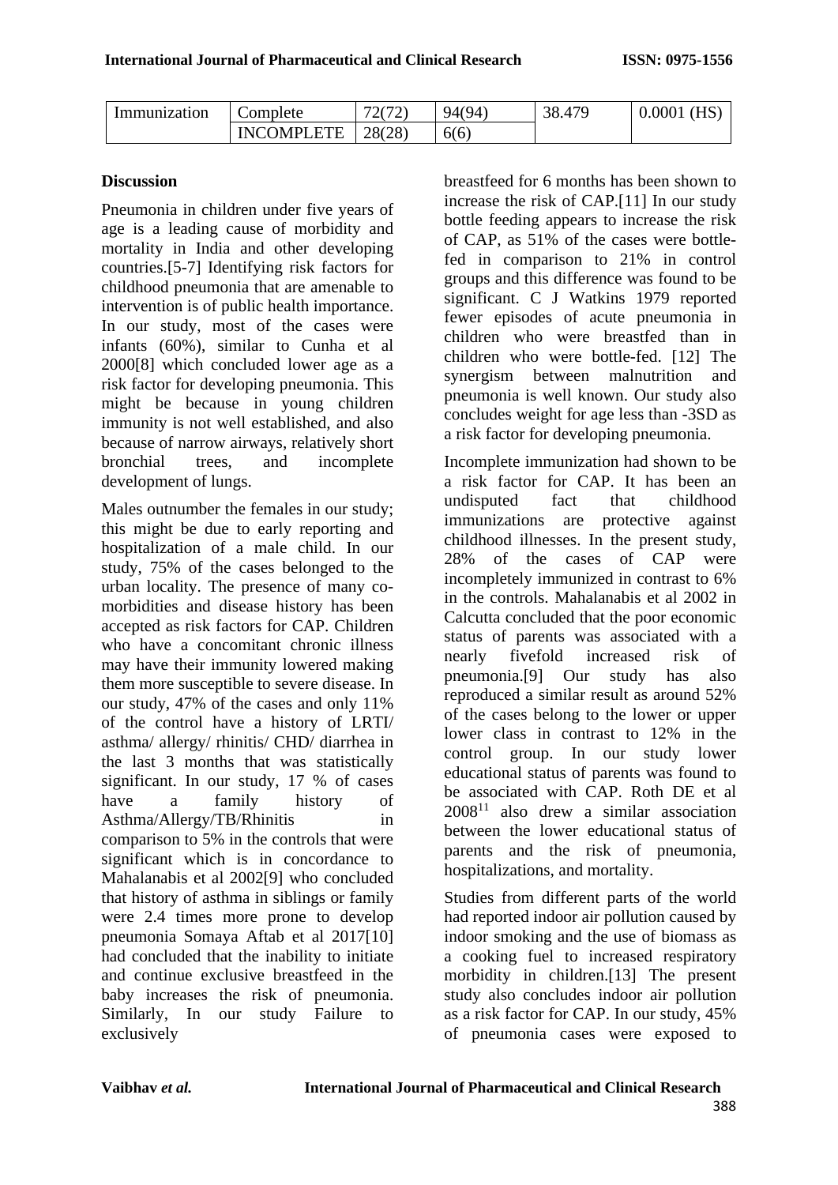| Immunization | Complete | 72(72) | 94(94) | 38.479 | 0.0001 (HS) |
|---|---|---|---|---|---|
| | INCOMPLETE | 28(28) | 6(6) | | |

## Discussion

Pneumonia in children under five years of age is a leading cause of morbidity and mortality in India and other developing countries.[5-7] Identifying risk factors for childhood pneumonia that are amenable to intervention is of public health importance. In our study, most of the cases were infants (60%), similar to Cunha et al 2000[8] which concluded lower age as a risk factor for developing pneumonia. This might be because in young children immunity is not well established, and also because of narrow airways, relatively short bronchial trees, and incomplete development of lungs.

Males outnumber the females in our study; this might be due to early reporting and hospitalization of a male child. In our study, 75% of the cases belonged to the urban locality. The presence of many co-morbidities and disease history has been accepted as risk factors for CAP. Children who have a concomitant chronic illness may have their immunity lowered making them more susceptible to severe disease. In our study, 47% of the cases and only 11% of the control have a history of LRTI/ asthma/ allergy/ rhinitis/ CHD/ diarrhea in the last 3 months that was statistically significant. In our study, 17 % of cases have a family history of Asthma/Allergy/TB/Rhinitis in comparison to 5% in the controls that were significant which is in concordance to Mahalanabis et al 2002[9] who concluded that history of asthma in siblings or family were 2.4 times more prone to develop pneumonia Somaya Aftab et al 2017[10] had concluded that the inability to initiate and continue exclusive breastfeed in the baby increases the risk of pneumonia. Similarly, In our study Failure to exclusively breastfeed for 6 months has been shown to increase the risk of CAP.[11] In our study bottle feeding appears to increase the risk of CAP, as 51% of the cases were bottle-fed in comparison to 21% in control groups and this difference was found to be significant. C J Watkins 1979 reported fewer episodes of acute pneumonia in children who were breastfed than in children who were bottle-fed. [12] The synergism between malnutrition and pneumonia is well known. Our study also concludes weight for age less than -3SD as a risk factor for developing pneumonia.

Incomplete immunization had shown to be a risk factor for CAP. It has been an undisputed fact that childhood immunizations are protective against childhood illnesses. In the present study, 28% of the cases of CAP were incompletely immunized in contrast to 6% in the controls. Mahalanabis et al 2002 in Calcutta concluded that the poor economic status of parents was associated with a nearly fivefold increased risk of pneumonia.[9] Our study has also reproduced a similar result as around 52% of the cases belong to the lower or upper lower class in contrast to 12% in the control group. In our study lower educational status of parents was found to be associated with CAP. Roth DE et al 2008[11] also drew a similar association between the lower educational status of parents and the risk of pneumonia, hospitalizations, and mortality.

Studies from different parts of the world had reported indoor air pollution caused by indoor smoking and the use of biomass as a cooking fuel to increased respiratory morbidity in children.[13] The present study also concludes indoor air pollution as a risk factor for CAP. In our study, 45% of pneumonia cases were exposed to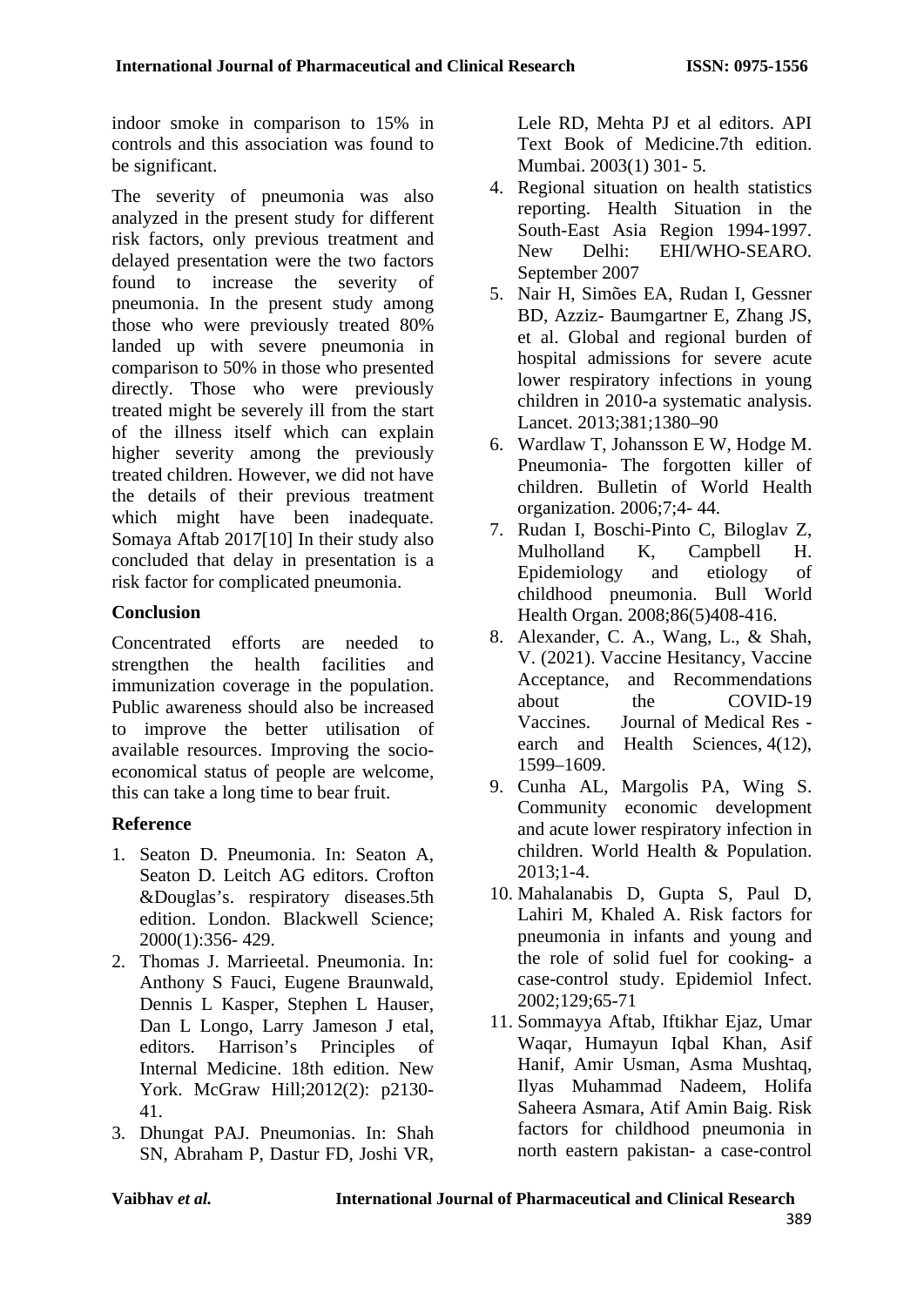indoor smoke in comparison to 15% in controls and this association was found to be significant.

The severity of pneumonia was also analyzed in the present study for different risk factors, only previous treatment and delayed presentation were the two factors found to increase the severity of pneumonia. In the present study among those who were previously treated 80% landed up with severe pneumonia in comparison to 50% in those who presented directly. Those who were previously treated might be severely ill from the start of the illness itself which can explain higher severity among the previously treated children. However, we did not have the details of their previous treatment which might have been inadequate. Somaya Aftab 2017[10] In their study also concluded that delay in presentation is a risk factor for complicated pneumonia.

## Conclusion

Concentrated efforts are needed to strengthen the health facilities and immunization coverage in the population. Public awareness should also be increased to improve the better utilisation of available resources. Improving the socio-economical status of people are welcome, this can take a long time to bear fruit.

## Reference

1. Seaton D. Pneumonia. In: Seaton A, Seaton D. Leitch AG editors. Crofton &Douglas's. respiratory diseases.5th edition. London. Blackwell Science; 2000(1):356- 429.
2. Thomas J. Marrieetal. Pneumonia. In: Anthony S Fauci, Eugene Braunwald, Dennis L Kasper, Stephen L Hauser, Dan L Longo, Larry Jameson J etal, editors. Harrison's Principles of Internal Medicine. 18th edition. New York. McGraw Hill;2012(2): p2130-41.
3. Dhungat PAJ. Pneumonias. In: Shah SN, Abraham P, Dastur FD, Joshi VR, Lele RD, Mehta PJ et al editors. API Text Book of Medicine.7th edition. Mumbai. 2003(1) 301- 5.
4. Regional situation on health statistics reporting. Health Situation in the South-East Asia Region 1994-1997. New Delhi: EHI/WHO-SEARO. September 2007
5. Nair H, Simões EA, Rudan I, Gessner BD, Azziz- Baumgartner E, Zhang JS, et al. Global and regional burden of hospital admissions for severe acute lower respiratory infections in young children in 2010-a systematic analysis. Lancet. 2013;381;1380–90
6. Wardlaw T, Johansson E W, Hodge M. Pneumonia- The forgotten killer of children. Bulletin of World Health organization. 2006;7;4- 44.
7. Rudan I, Boschi-Pinto C, Biloglav Z, Mulholland K, Campbell H. Epidemiology and etiology of childhood pneumonia. Bull World Health Organ. 2008;86(5)408-416.
8. Alexander, C. A., Wang, L., & Shah, V. (2021). Vaccine Hesitancy, Vaccine Acceptance, and Recommendations about the COVID-19 Vaccines. Journal of Medical Res - earch and Health Sciences, 4(12), 1599–1609.
9. Cunha AL, Margolis PA, Wing S. Community economic development and acute lower respiratory infection in children. World Health & Population. 2013;1-4.
10. Mahalanabis D, Gupta S, Paul D, Lahiri M, Khaled A. Risk factors for pneumonia in infants and young and the role of solid fuel for cooking- a case-control study. Epidemiol Infect. 2002;129;65-71
11. Sommayya Aftab, Iftikhar Ejaz, Umar Waqar, Humayun Iqbal Khan, Asif Hanif, Amir Usman, Asma Mushtaq, Ilyas Muhammad Nadeem, Holifa Saheera Asmara, Atif Amin Baig. Risk factors for childhood pneumonia in north eastern pakistan- a case-control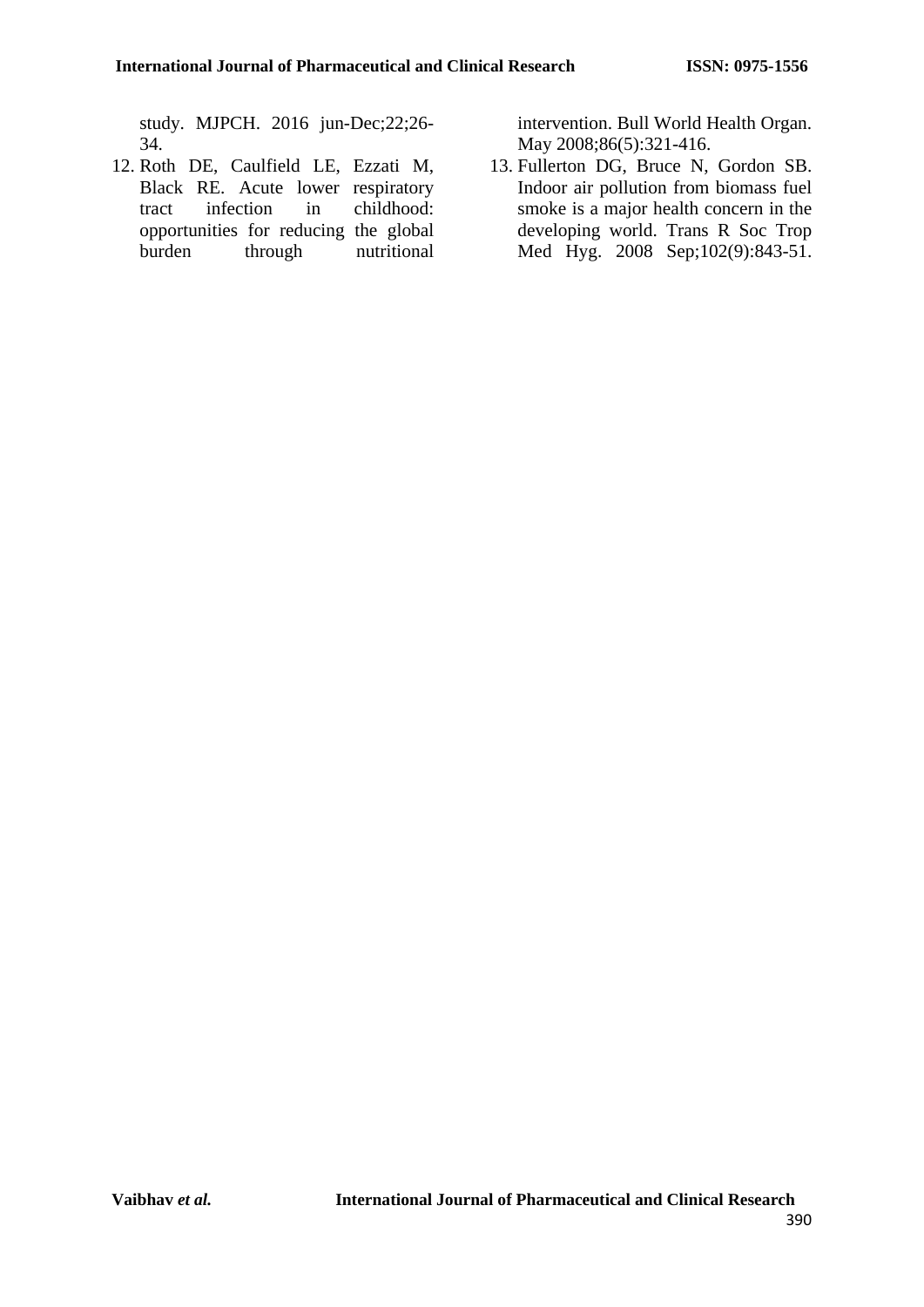study. MJPCH. 2016 jun-Dec;22;26-34.

12. Roth DE, Caulfield LE, Ezzati M, Black RE. Acute lower respiratory tract infection in childhood: opportunities for reducing the global burden through nutritional intervention. Bull World Health Organ. May 2008;86(5):321-416.
13. Fullerton DG, Bruce N, Gordon SB. Indoor air pollution from biomass fuel smoke is a major health concern in the developing world. Trans R Soc Trop Med Hyg. 2008 Sep;102(9):843-51.